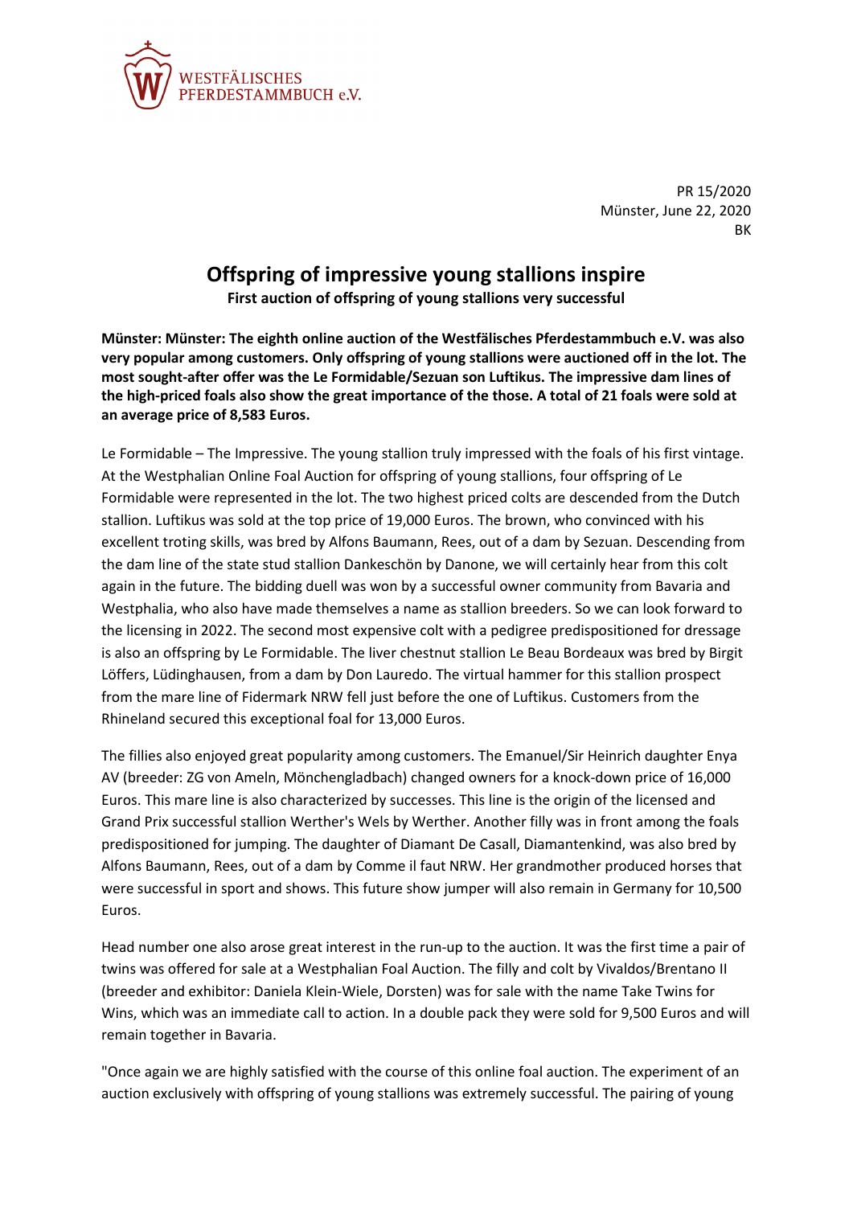WESTFÄLISCHES PFERDESTAMMBUCH e.V.

PR 15/2020
Münster, June 22, 2020
BK

# Offspring of impressive young stallions inspire

**First auction of offspring of young stallions very successful**

**Münster: Münster: The eighth online auction of the Westfälisches Pferdestammbuch e.V. was also very popular among customers. Only offspring of young stallions were auctioned off in the lot. The most sought-after offer was the Le Formidable/Sezuan son Luftikus. The impressive dam lines of the high-priced foals also show the great importance of the those. A total of 21 foals were sold at an average price of 8,583 Euros.**

Le Formidable – The Impressive. The young stallion truly impressed with the foals of his first vintage. At the Westphalian Online Foal Auction for offspring of young stallions, four offspring of Le Formidable were represented in the lot. The two highest priced colts are descended from the Dutch stallion. Luftikus was sold at the top price of 19,000 Euros. The brown, who convinced with his excellent troting skills, was bred by Alfons Baumann, Rees, out of a dam by Sezuan. Descending from the dam line of the state stud stallion Dankeschön by Danone, we will certainly hear from this colt again in the future. The bidding duell was won by a successful owner community from Bavaria and Westphalia, who also have made themselves a name as stallion breeders. So we can look forward to the licensing in 2022. The second most expensive colt with a pedigree predispositioned for dressage is also an offspring by Le Formidable. The liver chestnut stallion Le Beau Bordeaux was bred by Birgit Löffers, Lüdinghausen, from a dam by Don Lauredo. The virtual hammer for this stallion prospect from the mare line of Fidermark NRW fell just before the one of Luftikus. Customers from the Rhineland secured this exceptional foal for 13,000 Euros.

The fillies also enjoyed great popularity among customers. The Emanuel/Sir Heinrich daughter Enya AV (breeder: ZG von Ameln, Mönchengladbach) changed owners for a knock-down price of 16,000 Euros. This mare line is also characterized by successes. This line is the origin of the licensed and Grand Prix successful stallion Werther's Wels by Werther. Another filly was in front among the foals predispositioned for jumping. The daughter of Diamant De Casall, Diamantenkind, was also bred by Alfons Baumann, Rees, out of a dam by Comme il faut NRW. Her grandmother produced horses that were successful in sport and shows. This future show jumper will also remain in Germany for 10,500 Euros.

Head number one also arose great interest in the run-up to the auction. It was the first time a pair of twins was offered for sale at a Westphalian Foal Auction. The filly and colt by Vivaldos/Brentano II (breeder and exhibitor: Daniela Klein-Wiele, Dorsten) was for sale with the name Take Twins for Wins, which was an immediate call to action. In a double pack they were sold for 9,500 Euros and will remain together in Bavaria.

"Once again we are highly satisfied with the course of this online foal auction. The experiment of an auction exclusively with offspring of young stallions was extremely successful. The pairing of young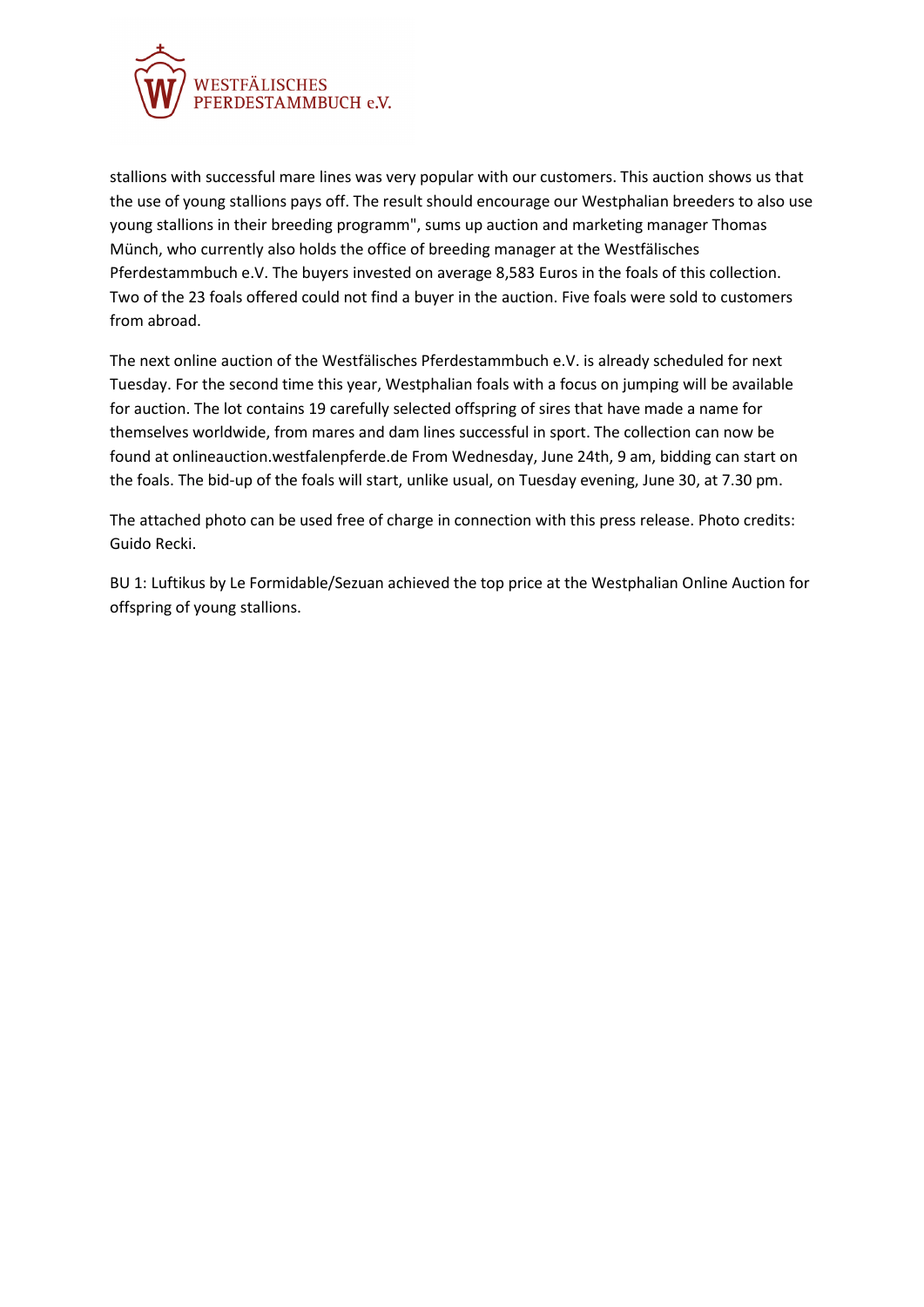stallions with successful mare lines was very popular with our customers. This auction shows us that the use of young stallions pays off. The result should encourage our Westphalian breeders to also use young stallions in their breeding programm", sums up auction and marketing manager Thomas Münch, who currently also holds the office of breeding manager at the Westfälisches Pferdestammbuch e.V. The buyers invested on average 8,583 Euros in the foals of this collection. Two of the 23 foals offered could not find a buyer in the auction. Five foals were sold to customers from abroad.

The next online auction of the Westfälisches Pferdestammbuch e.V. is already scheduled for next Tuesday. For the second time this year, Westphalian foals with a focus on jumping will be available for auction. The lot contains 19 carefully selected offspring of sires that have made a name for themselves worldwide, from mares and dam lines successful in sport. The collection can now be found at onlineauction.westfalenpferde.de From Wednesday, June 24th, 9 am, bidding can start on the foals. The bid-up of the foals will start, unlike usual, on Tuesday evening, June 30, at 7.30 pm.

The attached photo can be used free of charge in connection with this press release. Photo credits: Guido Recki.

BU 1: Luftikus by Le Formidable/Sezuan achieved the top price at the Westphalian Online Auction for offspring of young stallions.